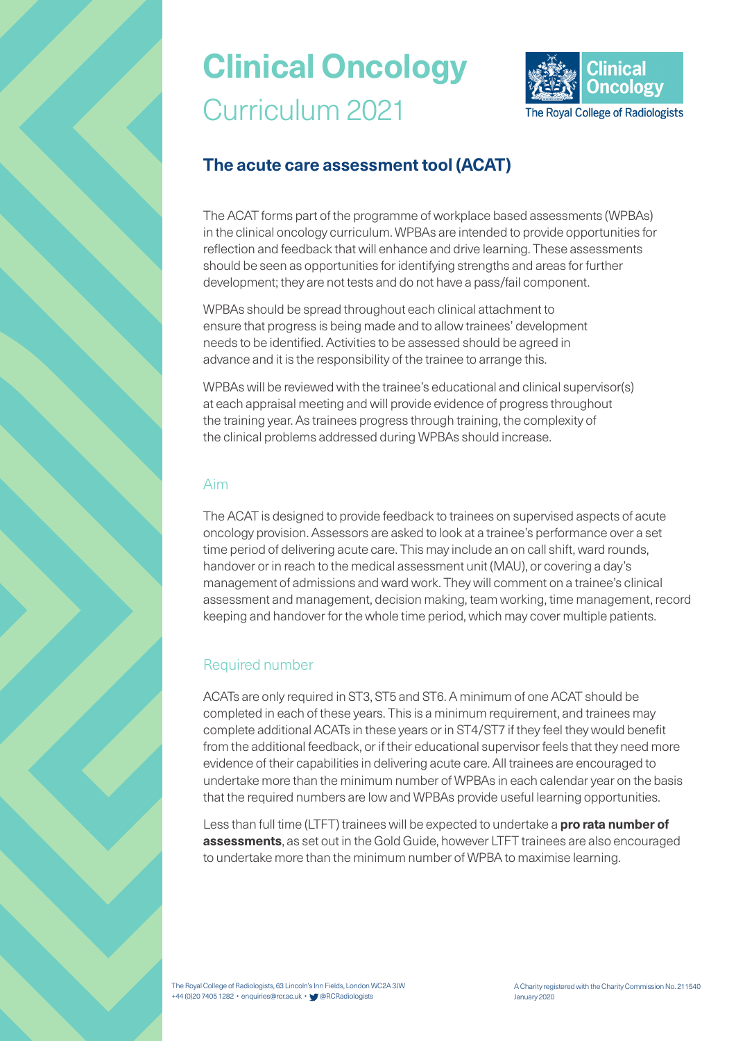# Clinical Oncology

Curriculum 2021

## The acute care assessment tool (ACAT)

The ACAT forms part of the programme of workplace based assessments (WPBAs) in the clinical oncology curriculum. WPBAs are intended to provide opportunities for reflection and feedback that will enhance and drive learning. These assessments should be seen as opportunities for identifying strengths and areas for further development; they are not tests and do not have a pass/fail component.

WPBAs should be spread throughout each clinical attachment to ensure that progress is being made and to allow trainees' development needs to be identified. Activities to be assessed should be agreed in advance and it is the responsibility of the trainee to arrange this.

WPBAs will be reviewed with the trainee's educational and clinical supervisor(s) at each appraisal meeting and will provide evidence of progress throughout the training year. As trainees progress through training, the complexity of the clinical problems addressed during WPBAs should increase.

### Aim

The ACAT is designed to provide feedback to trainees on supervised aspects of acute oncology provision. Assessors are asked to look at a trainee's performance over a set time period of delivering acute care. This may include an on call shift, ward rounds, handover or in reach to the medical assessment unit (MAU), or covering a day's management of admissions and ward work. They will comment on a trainee's clinical assessment and management, decision making, team working, time management, record keeping and handover for the whole time period, which may cover multiple patients.

### Required number

ACATs are only required in ST3, ST5 and ST6. A minimum of one ACAT should be completed in each of these years. This is a minimum requirement, and trainees may complete additional ACATs in these years or in ST4/ST7 if they feel they would benefit from the additional feedback, or if their educational supervisor feels that they need more evidence of their capabilities in delivering acute care. All trainees are encouraged to undertake more than the minimum number of WPBAs in each calendar year on the basis that the required numbers are low and WPBAs provide useful learning opportunities.

Less than full time (LTFT) trainees will be expected to undertake a **pro rata number of assessments**, as set out in the Gold Guide, however LTFT trainees are also encouraged to undertake more than the minimum number of WPBA to maximise learning.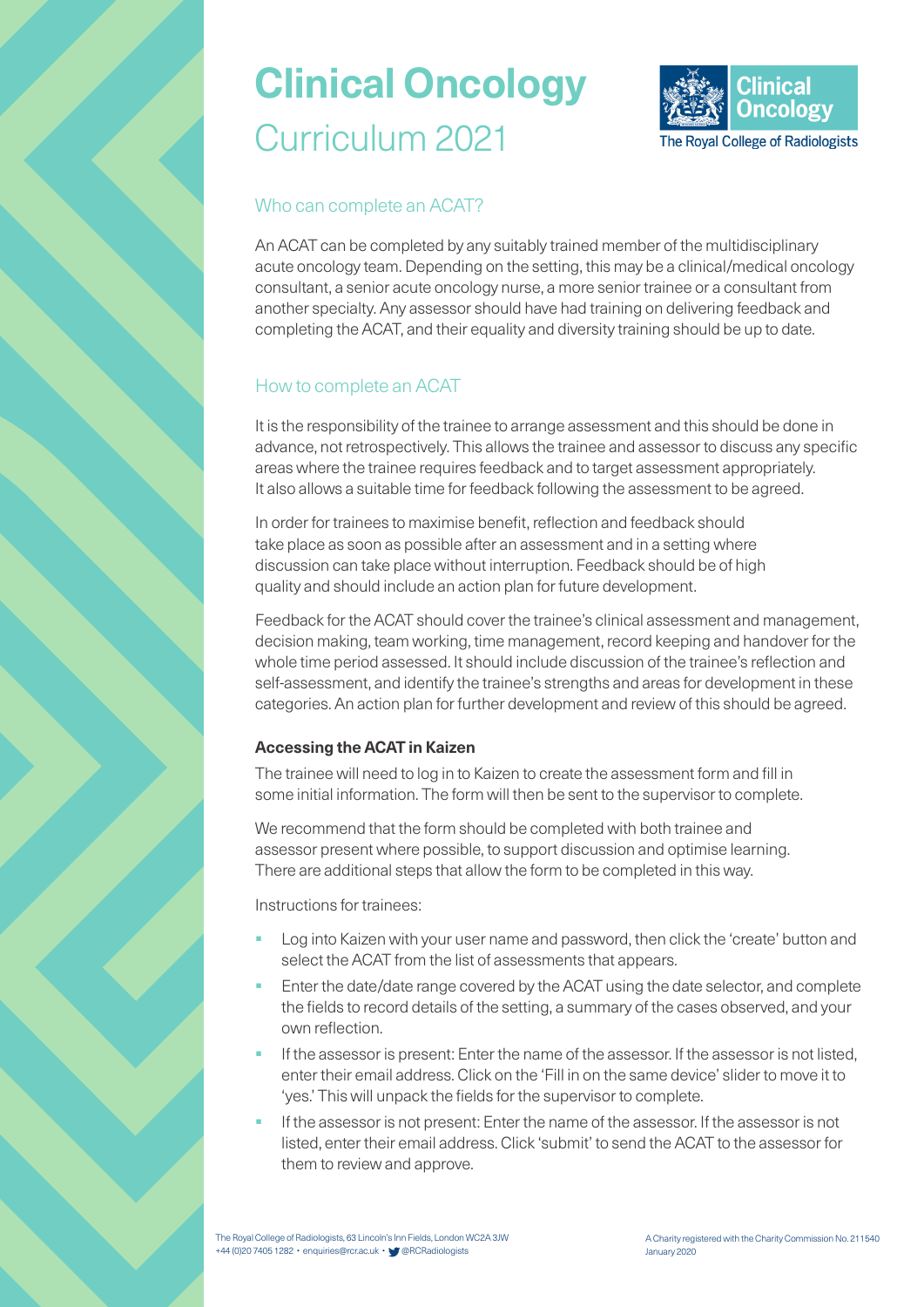# Clinical Oncology
## Curriculum 2021

### Who can complete an ACAT?

An ACAT can be completed by any suitably trained member of the multidisciplinary acute oncology team. Depending on the setting, this may be a clinical/medical oncology consultant, a senior acute oncology nurse, a more senior trainee or a consultant from another specialty. Any assessor should have had training on delivering feedback and completing the ACAT, and their equality and diversity training should be up to date.

### How to complete an ACAT

It is the responsibility of the trainee to arrange assessment and this should be done in advance, not retrospectively. This allows the trainee and assessor to discuss any specific areas where the trainee requires feedback and to target assessment appropriately. It also allows a suitable time for feedback following the assessment to be agreed.

In order for trainees to maximise benefit, reflection and feedback should take place as soon as possible after an assessment and in a setting where discussion can take place without interruption. Feedback should be of high quality and should include an action plan for future development.

Feedback for the ACAT should cover the trainee's clinical assessment and management, decision making, team working, time management, record keeping and handover for the whole time period assessed. It should include discussion of the trainee's reflection and self-assessment, and identify the trainee's strengths and areas for development in these categories. An action plan for further development and review of this should be agreed.

**Accessing the ACAT in Kaizen**

The trainee will need to log in to Kaizen to create the assessment form and fill in some initial information. The form will then be sent to the supervisor to complete.

We recommend that the form should be completed with both trainee and assessor present where possible, to support discussion and optimise learning. There are additional steps that allow the form to be completed in this way.

Instructions for trainees:

- Log into Kaizen with your user name and password, then click the 'create' button and select the ACAT from the list of assessments that appears.
- Enter the date/date range covered by the ACAT using the date selector, and complete the fields to record details of the setting, a summary of the cases observed, and your own reflection.
- If the assessor is present: Enter the name of the assessor. If the assessor is not listed, enter their email address. Click on the 'Fill in on the same device' slider to move it to 'yes.' This will unpack the fields for the supervisor to complete.
- If the assessor is not present: Enter the name of the assessor. If the assessor is not listed, enter their email address. Click 'submit' to send the ACAT to the assessor for them to review and approve.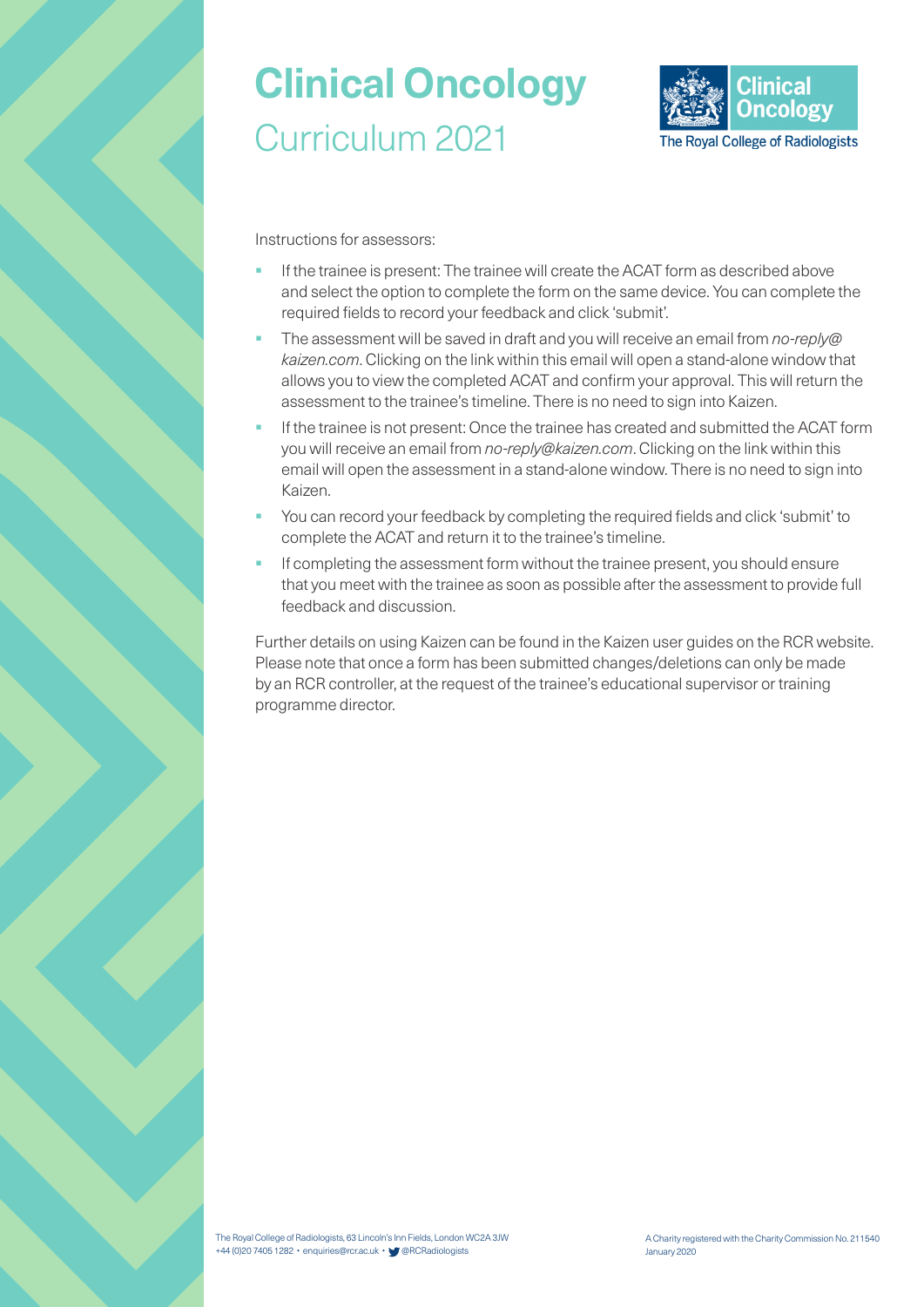# Clinical Oncology
## Curriculum 2021

Instructions for assessors:

- If the trainee is present: The trainee will create the ACAT form as described above and select the option to complete the form on the same device. You can complete the required fields to record your feedback and click 'submit'.
- The assessment will be saved in draft and you will receive an email from *no-reply@kaizen.com*. Clicking on the link within this email will open a stand-alone window that allows you to view the completed ACAT and confirm your approval. This will return the assessment to the trainee's timeline. There is no need to sign into Kaizen.
- If the trainee is not present: Once the trainee has created and submitted the ACAT form you will receive an email from *no-reply@kaizen.com*. Clicking on the link within this email will open the assessment in a stand-alone window. There is no need to sign into Kaizen.
- You can record your feedback by completing the required fields and click 'submit' to complete the ACAT and return it to the trainee's timeline.
- If completing the assessment form without the trainee present, you should ensure that you meet with the trainee as soon as possible after the assessment to provide full feedback and discussion.

Further details on using Kaizen can be found in the Kaizen user guides on the RCR website. Please note that once a form has been submitted changes/deletions can only be made by an RCR controller, at the request of the trainee's educational supervisor or training programme director.

The Royal College of Radiologists, 63 Lincoln's Inn Fields, London WC2A 3JW
+44 (0)20 7405 1282 • enquiries@rcr.ac.uk • @RCRadiologists

A Charity registered with the Charity Commission No. 211540
January 2020